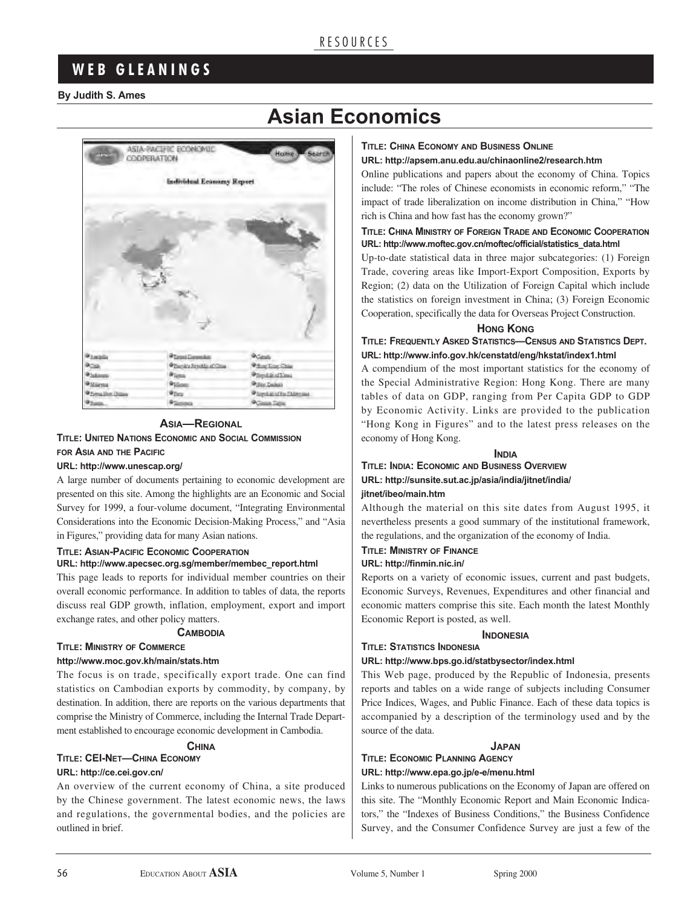RESOURCES

# WEB GLEANINGS

**By Judith S. Ames**

# Asian Economics

### ASIA—REGIONAL

**TITLE: UNITED NATIONS ECONOMIC AND SOCIAL COMMISSION FOR ASIA AND THE PACIFIC**

**URL: http://www.unescap.org/**

A large number of documents pertaining to economic development are presented on this site. Among the highlights are an Economic and Social Survey for 1999, a four-volume document, "Integrating Environmental Considerations into the Economic Decision-Making Process," and "Asia in Figures," providing data for many Asian nations.

**TITLE: ASIAN-PACIFIC ECONOMIC COOPERATION**

**URL: http://www.apecsec.org.sg/member/membec_report.html**

This page leads to reports for individual member countries on their overall economic performance. In addition to tables of data, the reports discuss real GDP growth, inflation, employment, export and import exchange rates, and other policy matters.

### CAMBODIA

**TITLE: MINISTRY OF COMMERCE**

**http://www.moc.gov.kh/main/stats.htm**

The focus is on trade, specifically export trade. One can find statistics on Cambodian exports by commodity, by company, by destination. In addition, there are reports on the various departments that comprise the Ministry of Commerce, including the Internal Trade Department established to encourage economic development in Cambodia.

### CHINA

**TITLE: CEI-NET—CHINA ECONOMY**

**URL: http://ce.cei.gov.cn/**

An overview of the current economy of China, a site produced by the Chinese government. The latest economic news, the laws and regulations, the governmental bodies, and the policies are outlined in brief.

**TITLE: CHINA ECONOMY AND BUSINESS ONLINE**

**URL: http://apsem.anu.edu.au/chinaonline2/research.htm**

Online publications and papers about the economy of China. Topics include: "The roles of Chinese economists in economic reform," "The impact of trade liberalization on income distribution in China," "How rich is China and how fast has the economy grown?"

**TITLE: CHINA MINISTRY OF FOREIGN TRADE AND ECONOMIC COOPERATION**

**URL: http://www.moftec.gov.cn/moftec/official/statistics_data.html**

Up-to-date statistical data in three major subcategories: (1) Foreign Trade, covering areas like Import-Export Composition, Exports by Region; (2) data on the Utilization of Foreign Capital which include the statistics on foreign investment in China; (3) Foreign Economic Cooperation, specifically the data for Overseas Project Construction.

### HONG KONG

**TITLE: FREQUENTLY ASKED STATISTICS—CENSUS AND STATISTICS DEPT.**

**URL: http://www.info.gov.hk/censtatd/eng/hkstat/index1.html**

A compendium of the most important statistics for the economy of the Special Administrative Region: Hong Kong. There are many tables of data on GDP, ranging from Per Capita GDP to GDP by Economic Activity. Links are provided to the publication "Hong Kong in Figures" and to the latest press releases on the economy of Hong Kong.

### INDIA

**TITLE: INDIA: ECONOMIC AND BUSINESS OVERVIEW**

**URL: http://sunsite.sut.ac.jp/asia/india/jitnet/india/jitnet/ibeo/main.htm**

Although the material on this site dates from August 1995, it nevertheless presents a good summary of the institutional framework, the regulations, and the organization of the economy of India.

**TITLE: MINISTRY OF FINANCE**

**URL: http://finmin.nic.in/**

Reports on a variety of economic issues, current and past budgets, Economic Surveys, Revenues, Expenditures and other financial and economic matters comprise this site. Each month the latest Monthly Economic Report is posted, as well.

### INDONESIA

**TITLE: STATISTICS INDONESIA**

**URL: http://www.bps.go.id/statbysector/index.html**

This Web page, produced by the Republic of Indonesia, presents reports and tables on a wide range of subjects including Consumer Price Indices, Wages, and Public Finance. Each of these data topics is accompanied by a description of the terminology used and by the source of the data.

### JAPAN

**TITLE: ECONOMIC PLANNING AGENCY**

**URL: http://www.epa.go.jp/e-e/menu.html**

Links to numerous publications on the Economy of Japan are offered on this site. The "Monthly Economic Report and Main Economic Indicators," the "Indexes of Business Conditions," the Business Confidence Survey, and the Consumer Confidence Survey are just a few of the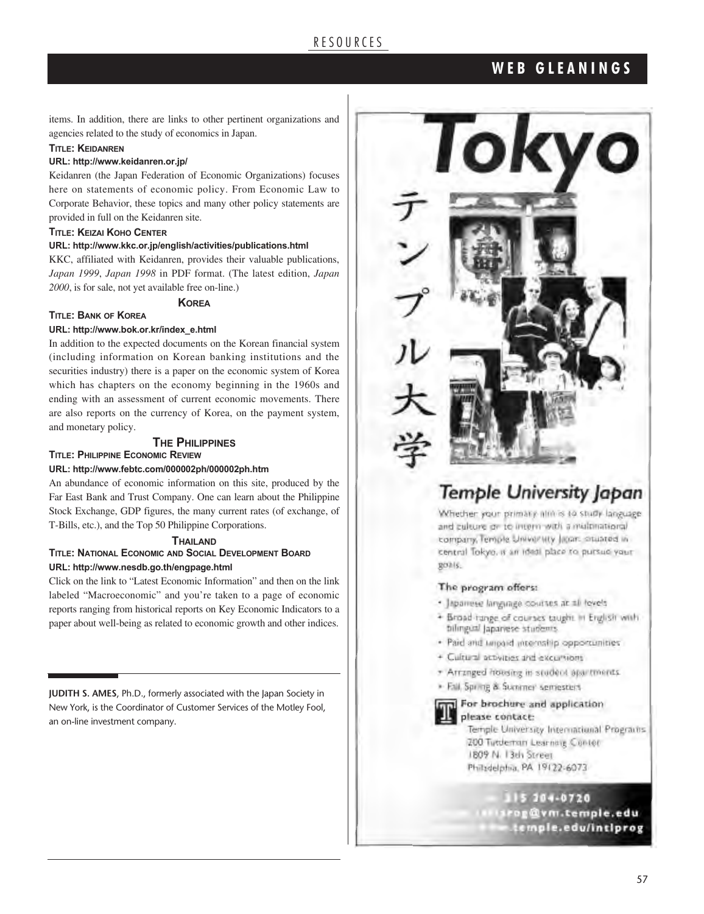items. In addition, there are links to other pertinent organizations and agencies related to the study of economics in Japan.

**TITLE: KEIDANREN**

**URL: http://www.keidanren.or.jp/**

Keidanren (the Japan Federation of Economic Organizations) focuses here on statements of economic policy. From Economic Law to Corporate Behavior, these topics and many other policy statements are provided in full on the Keidanren site.

**TITLE: KEIZAI KOHO CENTER**

**URL: http://www.kkc.or.jp/english/activities/publications.html**

KKC, affiliated with Keidanren, provides their valuable publications, *Japan 1999*, *Japan 1998* in PDF format. (The latest edition, *Japan 2000*, is for sale, not yet available free on-line.)

## KOREA

**TITLE: BANK OF KOREA**

**URL: http://www.bok.or.kr/index_e.html**

In addition to the expected documents on the Korean financial system (including information on Korean banking institutions and the securities industry) there is a paper on the economic system of Korea which has chapters on the economy beginning in the 1960s and ending with an assessment of current economic movements. There are also reports on the currency of Korea, on the payment system, and monetary policy.

## THE PHILIPPINES

**TITLE: PHILIPPINE ECONOMIC REVIEW**

**URL: http://www.febtc.com/000002ph/000002ph.htm**

An abundance of economic information on this site, produced by the Far East Bank and Trust Company. One can learn about the Philippine Stock Exchange, GDP figures, the many current rates (of exchange, of T-Bills, etc.), and the Top 50 Philippine Corporations.

## THAILAND

**TITLE: NATIONAL ECONOMIC AND SOCIAL DEVELOPMENT BOARD**

**URL: http://www.nesdb.go.th/engpage.html**

Click on the link to "Latest Economic Information" and then on the link labeled "Macroeconomic" and you're taken to a page of economic reports ranging from historical reports on Key Economic Indicators to a paper about well-being as related to economic growth and other indices.

---

**JUDITH S. AMES**, Ph.D., formerly associated with the Japan Society in New York, is the Coordinator of Customer Services of the Motley Fool, an on-line investment company.

---

# Tokyo

テンプル大学

## Temple University Japan

Whether your primary aim is to study language and culture or to intern with a multinational company, Temple University Japan, situated in central Tokyo, is an ideal place to pursue your goals.

**The program offers:**

- Japanese language courses at all levels
- Broad range of courses taught in English with bilingual Japanese students
- Paid and unpaid internship opportunities
- Cultural activities and excursions
- Arranged housing in student apartments
- Fall, Spring & Summer semesters

**For brochure and application please contact:**

Temple University International Programs
200 Tuttleman Learning Center
1809 N. 13th Street
Philadelphia, PA 19122-6073

215 204-0720
intlprog@vm.temple.edu
www.temple.edu/intlprog